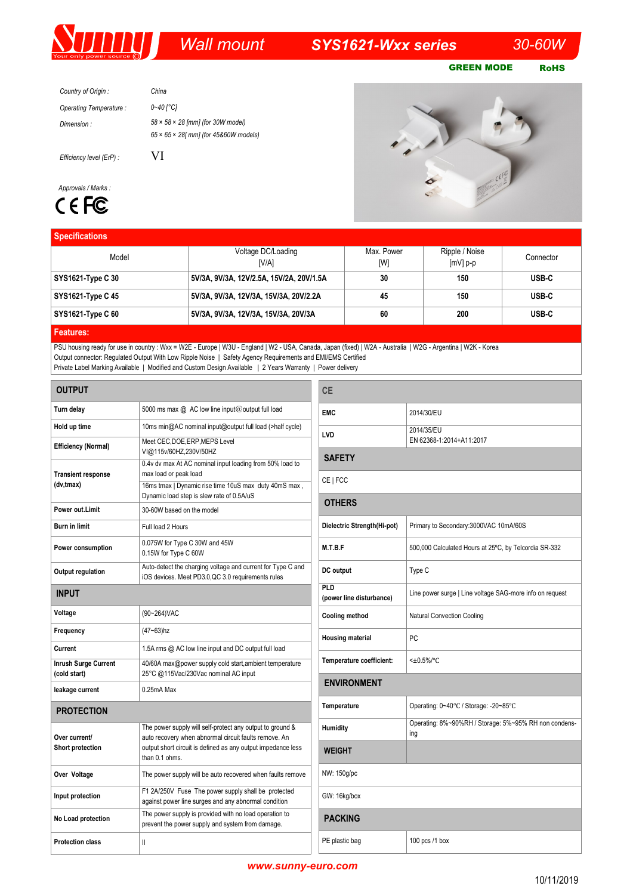# Wall mount SYS1621-Wxx series 30-60W

**GREEN MODE** **RoHS**

*Country of Origin :* China

*Operating Temperature :* 0~40 [°C]

*Dimension :* 58 × 58 × 28 [mm] (for 30W model)
65 × 65 × 28[ mm] (for 45&60W models)

*Efficiency level (ErP) :* VI

*Approvals / Marks :* CE FC

## Specifications

| Model | Voltage DC/Loading [V/A] | Max. Power [W] | Ripple / Noise [mV] p-p | Connector |
|---|---|---|---|---|
| **SYS1621-Type C 30** | **5V/3A, 9V/3A, 12V/2.5A, 15V/2A, 20V/1.5A** | **30** | **150** | **USB-C** |
| **SYS1621-Type C 45** | **5V/3A, 9V/3A, 12V/3A, 15V/3A, 20V/2.2A** | **45** | **150** | **USB-C** |
| **SYS1621-Type C 60** | **5V/3A, 9V/3A, 12V/3A, 15V/3A, 20V/3A** | **60** | **200** | **USB-C** |

## Features:

PSU housing ready for use in country : Wxx = W2E - Europe | W3U - England | W2 - USA, Canada, Japan (fixed) | W2A - Australia | W2G - Argentina | W2K - Korea
Output connector: Regulated Output With Low Ripple Noise | Safety Agency Requirements and EMI/EMS Certified
Private Label Marking Available | Modified and Custom Design Available | 2 Years Warranty | Power delivery

## OUTPUT

| | |
|---|---|
| **Turn delay** | 5000 ms max @ AC low line input@output full load |
| **Hold up time** | 10ms min@AC nominal input@output full load (>half cycle) |
| **Efficiency (Normal)** | Meet CEC,DOE,ERP,MEPS Level VI@115v/60HZ,230V/50HZ |
| **Transient response (dv,tmax)** | 0.4v dv max At AC nominal input loading from 50% load to max load or peak load<br>16ms tmax \| Dynamic rise time 10uS max duty 40mS max , Dynamic load step is slew rate of 0.5A/uS |
| **Power out.Limit** | 30-60W based on the model |
| **Burn in limit** | Full load 2 Hours |
| **Power consumption** | 0.075W for Type C 30W and 45W<br>0.15W for Type C 60W |
| **Output regulation** | Auto-detect the charging voltage and current for Type C and iOS devices. Meet PD3.0,QC 3.0 requirements rules |

## INPUT

| | |
|---|---|
| **Voltage** | (90~264)VAC |
| **Frequency** | (47~63)hz |
| **Current** | 1.5A rms @ AC low line input and DC output full load |
| **Inrush Surge Current (cold start)** | 40/60A max@power supply cold start,ambient temperature 25°C @115Vac/230Vac nominal AC input |
| **leakage current** | 0.25mA Max |

## PROTECTION

| | |
|---|---|
| **Over current/ Short protection** | The power supply will self-protect any output to ground & auto recovery when abnormal circuit faults remove. An output short circuit is defined as any output impedance less than 0.1 ohms. |
| **Over Voltage** | The power supply will be auto recovered when faults remove |
| **Input protection** | F1 2A/250V Fuse The power supply shall be protected against power line surges and any abnormal condition |
| **No Load protection** | The power supply is provided with no load operation to prevent the power supply and system from damage. |
| **Protection class** | II |

## CE

| | |
|---|---|
| **EMC** | 2014/30/EU |
| **LVD** | 2014/35/EU<br>EN 62368-1:2014+A11:2017 |

## SAFETY

CE | FCC

## OTHERS

| | |
|---|---|
| **Dielectric Strength(Hi-pot)** | Primary to Secondary:3000VAC 10mA/60S |
| **M.T.B.F** | 500,000 Calculated Hours at 25°C, by Telcordia SR-332 |
| **DC output** | Type C |
| **PLD (power line disturbance)** | Line power surge \| Line voltage SAG-more info on request |
| **Cooling method** | Natural Convection Cooling |
| **Housing material** | PC |
| **Temperature coefficient:** | <±0.5%/°C |

## ENVIRONMENT

| | |
|---|---|
| **Temperature** | Operating: 0~40°C / Storage: -20~85°C |
| **Humidity** | Operating: 8%~90%RH / Storage: 5%~95% RH non condensing |

## WEIGHT

NW: 150g/pc

GW: 16kg/box

## PACKING

| | |
|---|---|
| PE plastic bag | 100 pcs /1 box |

**www.sunny-euro.com**

10/11/2019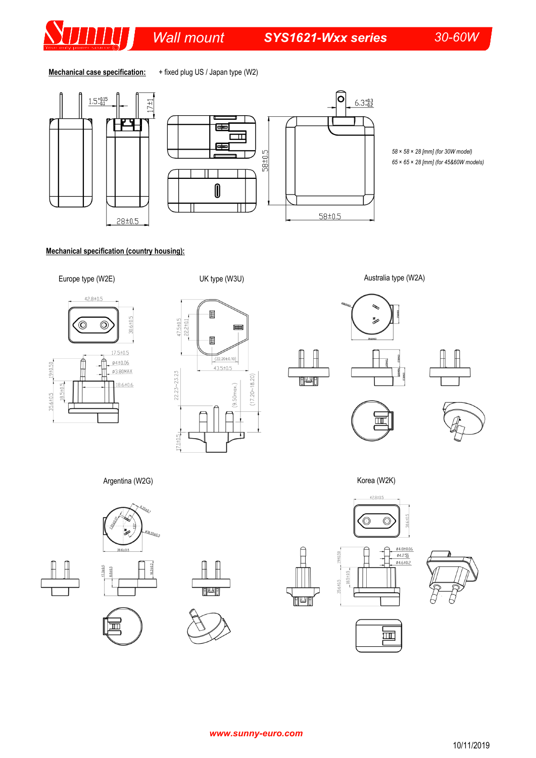**Mechanical case specification:** + fixed plug US / Japan type (W2)

1.5 $^{+0.15}_{-0.1}$

17±1

28±0.5

58±0.5

6.3 $^{+0.3}_{-0.2}$

58±0.5

*58 × 58 × 28 [mm] (for 30W model)*

*65 × 65 × 28 [mm] (for 45&60W models)*

**Mechanical specification (country housing):**

Europe type (W2E)

42.8±0.5

30.6±0.5

17.5±0.5

ø4±0.06

ø3.80MAX

18.6±0.6

19±0.50

18.5±0.5

35.6±0.5

UK type (W3U)

47.5±0.5

22.2±0.1

(22.20±0.10)

43.5±0.5

22.23~23.23

(9.50max.)

(17.20~18.20)

17.1±0.5

Australia type (W2A)

Argentina (W2G)

6.25±0.1

14.0±0.2

30°

ø38.95±0.5

39.6±0.5

17.3±0.5

8.6±0.5

18.2±0.2

Korea (W2K)

42.8±0.5

30.6±0.5

ø4.8±0.06

ø4.2 $^{0}_{-0.1}$

ø4.6±0.2

19±0.50

18.5±0.5

35.6±0.5

www.sunny-euro.com

10/11/2019